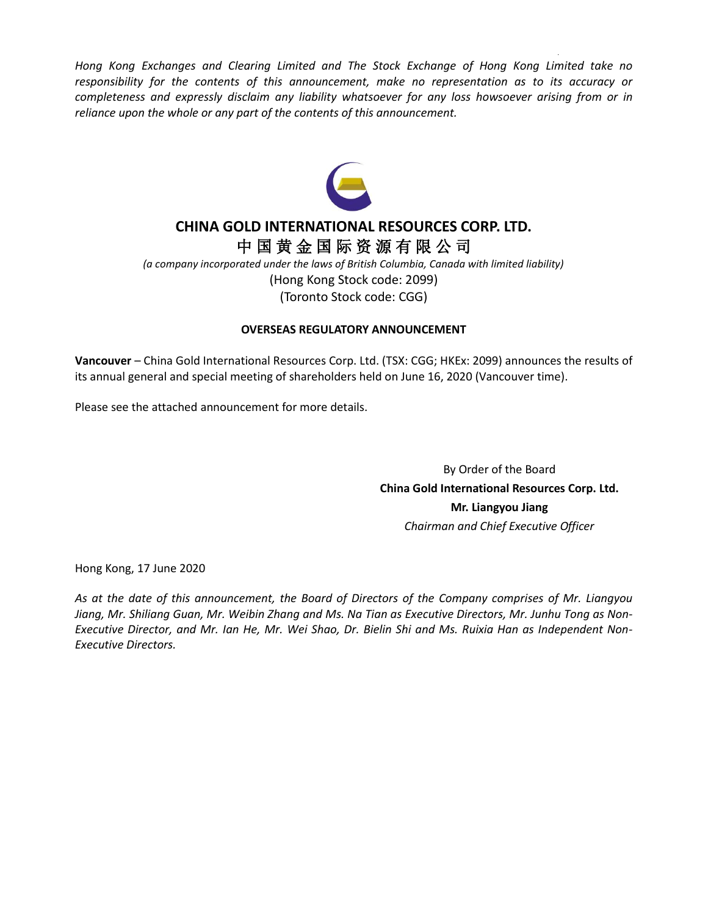*Hong Kong Exchanges and Clearing Limited and The Stock Exchange of Hong Kong Limited take no responsibility for the contents of this announcement, make no representation as to its accuracy or completeness and expressly disclaim any liability whatsoever for any loss howsoever arising from or in reliance upon the whole or any part of the contents of this announcement.*

# CHINA GOLD INTERNATIONAL RESOURCES CORP. LTD.

# 中国黄金国际资源有限公司

*(a company incorporated under the laws of British Columbia, Canada with limited liability)*

(Hong Kong Stock code: 2099)

(Toronto Stock code: CGG)

**OVERSEAS REGULATORY ANNOUNCEMENT**

**Vancouver** – China Gold International Resources Corp. Ltd. (TSX: CGG; HKEx: 2099) announces the results of its annual general and special meeting of shareholders held on June 16, 2020 (Vancouver time).

Please see the attached announcement for more details.

By Order of the Board

**China Gold International Resources Corp. Ltd.**

**Mr. Liangyou Jiang**

*Chairman and Chief Executive Officer*

Hong Kong, 17 June 2020

*As at the date of this announcement, the Board of Directors of the Company comprises of Mr. Liangyou Jiang, Mr. Shiliang Guan, Mr. Weibin Zhang and Ms. Na Tian as Executive Directors, Mr. Junhu Tong as Non-Executive Director, and Mr. Ian He, Mr. Wei Shao, Dr. Bielin Shi and Ms. Ruixia Han as Independent Non-Executive Directors.*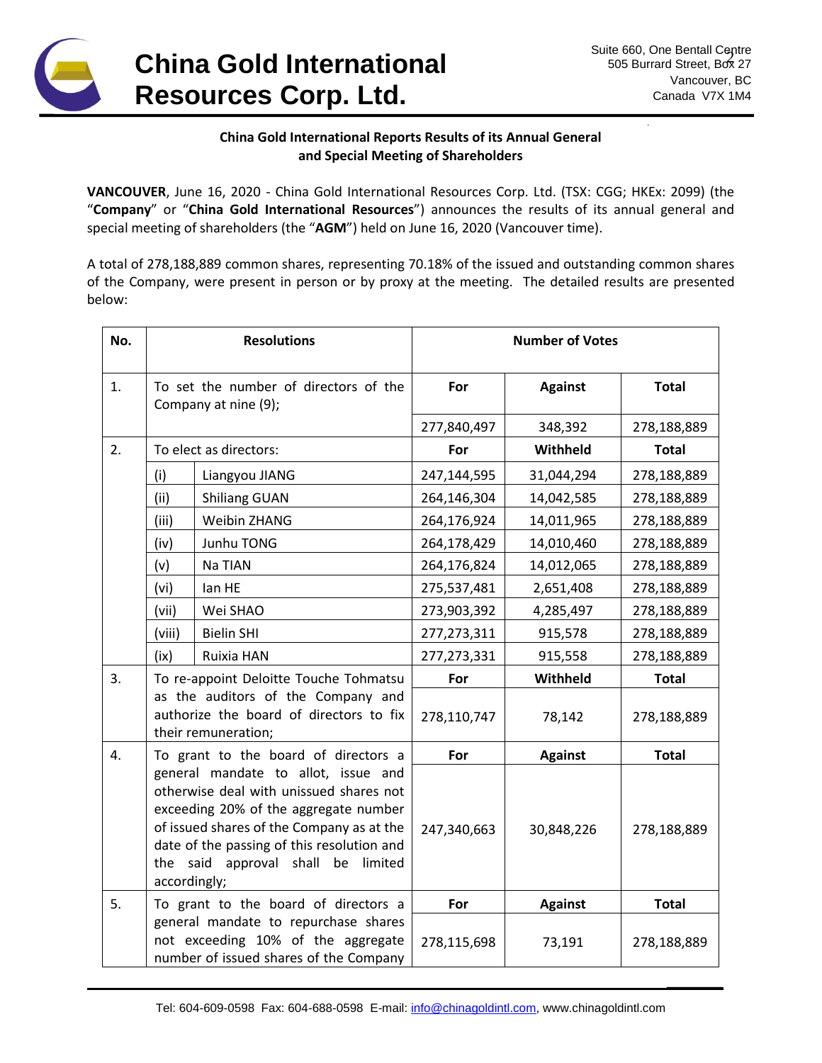# China Gold International Resources Corp. Ltd.

Suite 660, One Bentall Centre
505 Burrard Street, Box 27
Vancouver, BC
Canada V7X 1M4

**China Gold International Reports Results of its Annual General and Special Meeting of Shareholders**

**VANCOUVER**, June 16, 2020 - China Gold International Resources Corp. Ltd. (TSX: CGG; HKEx: 2099) (the "**Company**" or "**China Gold International Resources**") announces the results of its annual general and special meeting of shareholders (the "**AGM**") held on June 16, 2020 (Vancouver time).

A total of 278,188,889 common shares, representing 70.18% of the issued and outstanding common shares of the Company, were present in person or by proxy at the meeting. The detailed results are presented below:

| No. | Resolutions | | Number of Votes | | |
|---|---|---|---|---|---|
| 1. | To set the number of directors of the Company at nine (9); | | **For** | **Against** | **Total** |
| | | | 277,840,497 | 348,392 | 278,188,889 |
| 2. | To elect as directors: | | **For** | **Withheld** | **Total** |
| | (i) | Liangyou JIANG | 247,144,595 | 31,044,294 | 278,188,889 |
| | (ii) | Shiliang GUAN | 264,146,304 | 14,042,585 | 278,188,889 |
| | (iii) | Weibin ZHANG | 264,176,924 | 14,011,965 | 278,188,889 |
| | (iv) | Junhu TONG | 264,178,429 | 14,010,460 | 278,188,889 |
| | (v) | Na TIAN | 264,176,824 | 14,012,065 | 278,188,889 |
| | (vi) | Ian HE | 275,537,481 | 2,651,408 | 278,188,889 |
| | (vii) | Wei SHAO | 273,903,392 | 4,285,497 | 278,188,889 |
| | (viii) | Bielin SHI | 277,273,311 | 915,578 | 278,188,889 |
| | (ix) | Ruixia HAN | 277,273,331 | 915,558 | 278,188,889 |
| 3. | To re-appoint Deloitte Touche Tohmatsu as the auditors of the Company and authorize the board of directors to fix their remuneration; | | **For** | **Withheld** | **Total** |
| | | | 278,110,747 | 78,142 | 278,188,889 |
| 4. | To grant to the board of directors a general mandate to allot, issue and otherwise deal with unissued shares not exceeding 20% of the aggregate number of issued shares of the Company as at the date of the passing of this resolution and the said approval shall be limited accordingly; | | **For** | **Against** | **Total** |
| | | | 247,340,663 | 30,848,226 | 278,188,889 |
| 5. | To grant to the board of directors a general mandate to repurchase shares not exceeding 10% of the aggregate number of issued shares of the Company | | **For** | **Against** | **Total** |
| | | | 278,115,698 | 73,191 | 278,188,889 |

Tel: 604-609-0598 Fax: 604-688-0598 E-mail: info@chinagoldintl.com, www.chinagoldintl.com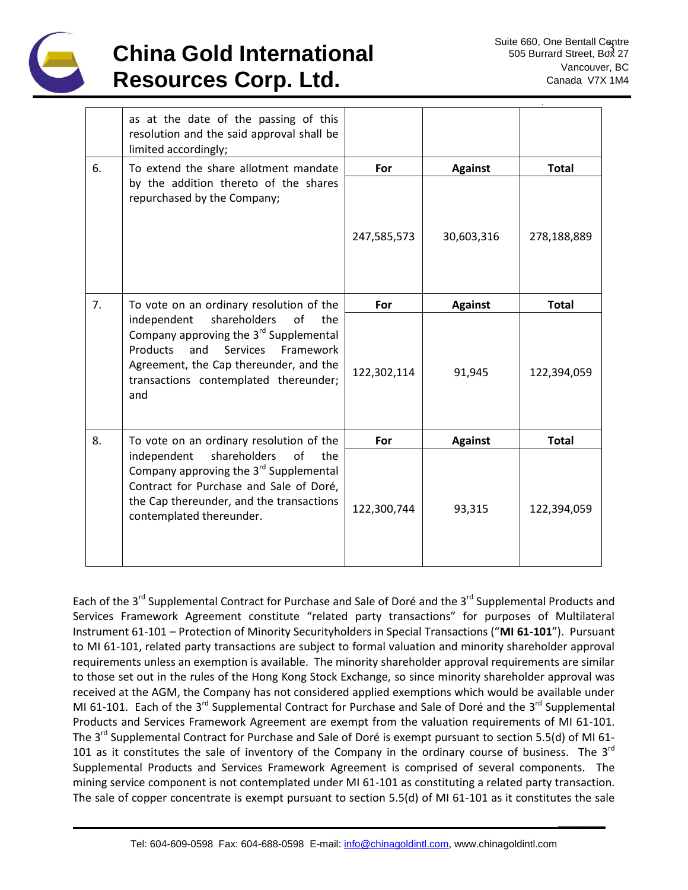| | | | | |
|---|---|---|---|---|
| | as at the date of the passing of this resolution and the said approval shall be limited accordingly; | | | |
| 6. | To extend the share allotment mandate by the addition thereto of the shares repurchased by the Company; | **For**<br>247,585,573 | **Against**<br>30,603,316 | **Total**<br>278,188,889 |
| 7. | To vote on an ordinary resolution of the independent shareholders of the Company approving the 3rd Supplemental Products and Services Framework Agreement, the Cap thereunder, and the transactions contemplated thereunder; and | **For**<br>122,302,114 | **Against**<br>91,945 | **Total**<br>122,394,059 |
| 8. | To vote on an ordinary resolution of the independent shareholders of the Company approving the 3rd Supplemental Contract for Purchase and Sale of Doré, the Cap thereunder, and the transactions contemplated thereunder. | **For**<br>122,300,744 | **Against**<br>93,315 | **Total**<br>122,394,059 |

Each of the 3rd Supplemental Contract for Purchase and Sale of Doré and the 3rd Supplemental Products and Services Framework Agreement constitute "related party transactions" for purposes of Multilateral Instrument 61-101 – Protection of Minority Securityholders in Special Transactions ("**MI 61-101**"). Pursuant to MI 61-101, related party transactions are subject to formal valuation and minority shareholder approval requirements unless an exemption is available. The minority shareholder approval requirements are similar to those set out in the rules of the Hong Kong Stock Exchange, so since minority shareholder approval was received at the AGM, the Company has not considered applied exemptions which would be available under MI 61-101. Each of the 3rd Supplemental Contract for Purchase and Sale of Doré and the 3rd Supplemental Products and Services Framework Agreement are exempt from the valuation requirements of MI 61-101. The 3rd Supplemental Contract for Purchase and Sale of Doré is exempt pursuant to section 5.5(d) of MI 61-101 as it constitutes the sale of inventory of the Company in the ordinary course of business. The 3rd Supplemental Products and Services Framework Agreement is comprised of several components. The mining service component is not contemplated under MI 61-101 as constituting a related party transaction. The sale of copper concentrate is exempt pursuant to section 5.5(d) of MI 61-101 as it constitutes the sale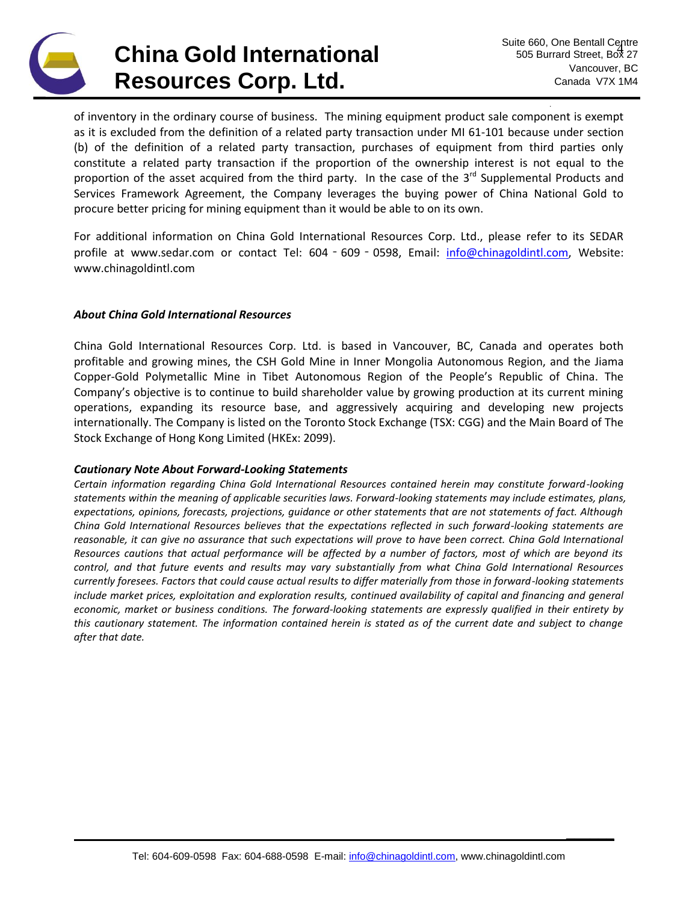of inventory in the ordinary course of business. The mining equipment product sale component is exempt as it is excluded from the definition of a related party transaction under MI 61-101 because under section (b) of the definition of a related party transaction, purchases of equipment from third parties only constitute a related party transaction if the proportion of the ownership interest is not equal to the proportion of the asset acquired from the third party. In the case of the 3rd Supplemental Products and Services Framework Agreement, the Company leverages the buying power of China National Gold to procure better pricing for mining equipment than it would be able to on its own.

For additional information on China Gold International Resources Corp. Ltd., please refer to its SEDAR profile at www.sedar.com or contact Tel: 604 - 609 - 0598, Email: info@chinagoldintl.com, Website: www.chinagoldintl.com

***About China Gold International Resources***

China Gold International Resources Corp. Ltd. is based in Vancouver, BC, Canada and operates both profitable and growing mines, the CSH Gold Mine in Inner Mongolia Autonomous Region, and the Jiama Copper-Gold Polymetallic Mine in Tibet Autonomous Region of the People's Republic of China. The Company's objective is to continue to build shareholder value by growing production at its current mining operations, expanding its resource base, and aggressively acquiring and developing new projects internationally. The Company is listed on the Toronto Stock Exchange (TSX: CGG) and the Main Board of The Stock Exchange of Hong Kong Limited (HKEx: 2099).

***Cautionary Note About Forward-Looking Statements***

*Certain information regarding China Gold International Resources contained herein may constitute forward-looking statements within the meaning of applicable securities laws. Forward-looking statements may include estimates, plans, expectations, opinions, forecasts, projections, guidance or other statements that are not statements of fact. Although China Gold International Resources believes that the expectations reflected in such forward-looking statements are reasonable, it can give no assurance that such expectations will prove to have been correct. China Gold International Resources cautions that actual performance will be affected by a number of factors, most of which are beyond its control, and that future events and results may vary substantially from what China Gold International Resources currently foresees. Factors that could cause actual results to differ materially from those in forward-looking statements include market prices, exploitation and exploration results, continued availability of capital and financing and general economic, market or business conditions. The forward-looking statements are expressly qualified in their entirety by this cautionary statement. The information contained herein is stated as of the current date and subject to change after that date.*